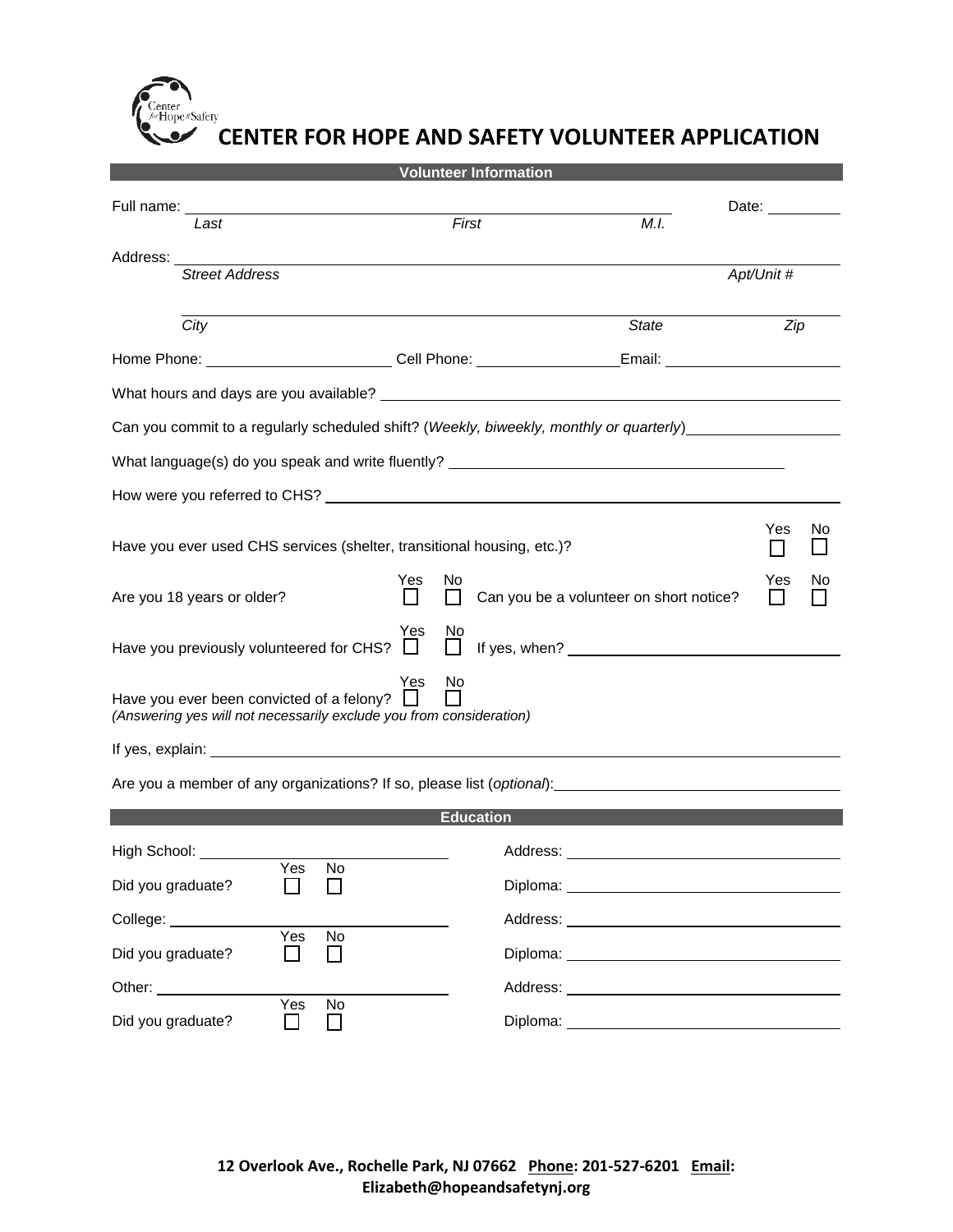# CENTER FOR HOPE AND SAFETY VOLUNTEER APPLICATION

## Volunteer Information

Full name: ______________________________________________ Date: __________

*Last* *First* *M.I.*

Address: ______________________________________________

*Street Address* *Apt/Unit #*

______________________________________________

*City* *State* *Zip*

Home Phone: ____________________ Cell Phone: ________________ Email: ____________________

What hours and days are you available? ______________________________________________

Can you commit to a regularly scheduled shift? (*Weekly, biweekly, monthly or quarterly*) ________________

What language(s) do you speak and write fluently? ____________________________________

How were you referred to CHS? ______________________________________________

Have you ever used CHS services (shelter, transitional housing, etc.)? Yes ☐ No ☐

Are you 18 years or older? Yes ☐ No ☐ Can you be a volunteer on short notice? Yes ☐ No ☐

Have you previously volunteered for CHS? Yes ☐ No ☐ If yes, when? ____________________________

Have you ever been convicted of a felony? Yes ☐ No ☐
*(Answering yes will not necessarily exclude you from consideration)*

If yes, explain: ______________________________________________

Are you a member of any organizations? If so, please list (*optional*): ____________________________

## Education

High School: ____________________________ Address: ____________________________

Did you graduate? Yes ☐ No ☐ Diploma: ____________________________

College: ____________________________ Address: ____________________________

Did you graduate? Yes ☐ No ☐ Diploma: ____________________________

Other: ____________________________ Address: ____________________________

Did you graduate? Yes ☐ No ☐ Diploma: ____________________________

**12 Overlook Ave., Rochelle Park, NJ 07662 Phone: 201-527-6201 Email: Elizabeth@hopeandsafetynj.org**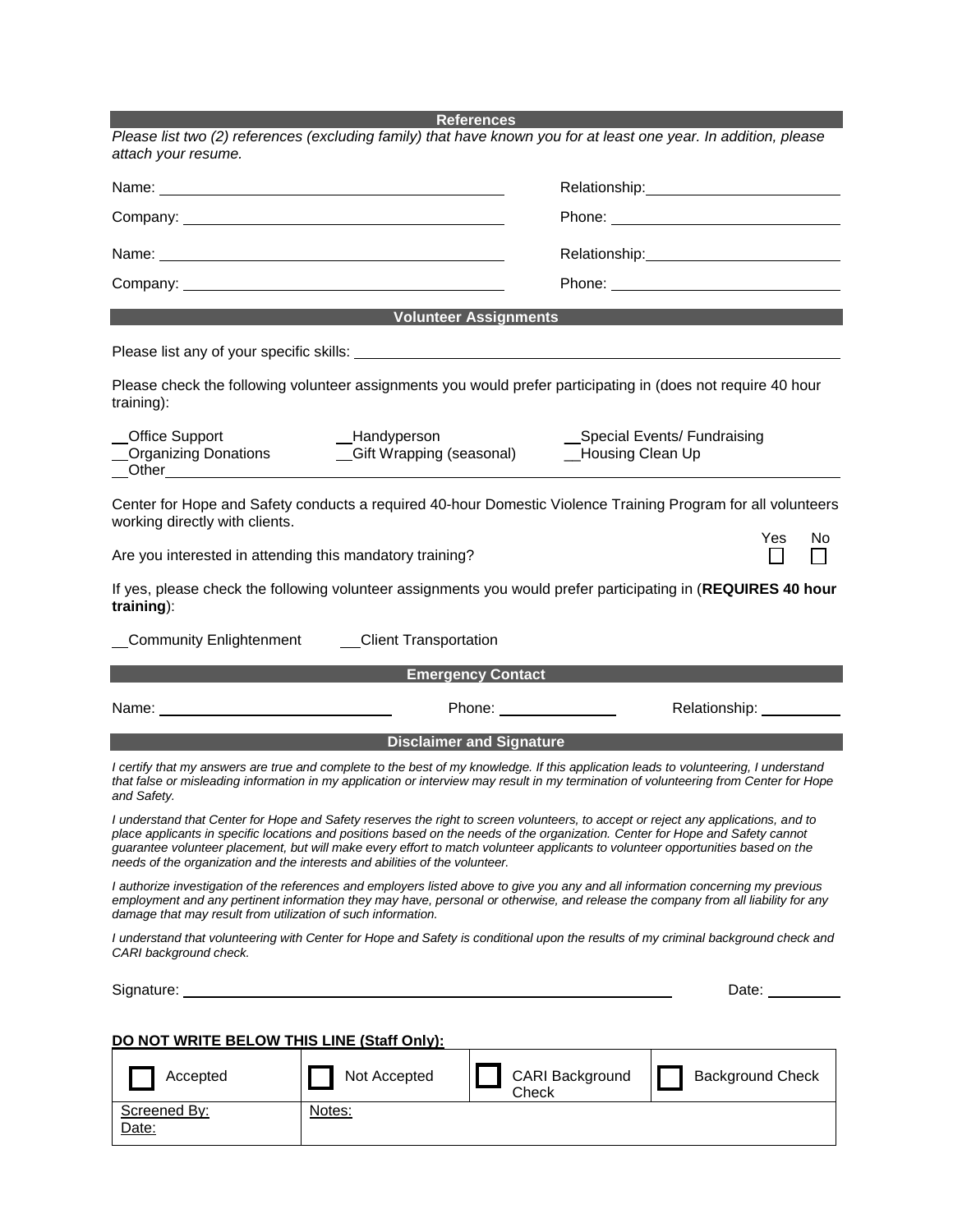## References

*Please list two (2) references (excluding family) that have known you for at least one year. In addition, please attach your resume.*

Name: ______________________________ Relationship: ____________________

Company: ____________________________ Phone: ________________________

Name: ______________________________ Relationship: ____________________

Company: ____________________________ Phone: ________________________

## Volunteer Assignments

Please list any of your specific skills: ______________________________________________

Please check the following volunteer assignments you would prefer participating in (does not require 40 hour training):

__Office Support __Handyperson __Special Events/ Fundraising
__Organizing Donations __Gift Wrapping (seasonal) __Housing Clean Up
__Other______________________________________________

Center for Hope and Safety conducts a required 40-hour Domestic Violence Training Program for all volunteers working directly with clients.

Are you interested in attending this mandatory training? Yes ☐ No ☐

If yes, please check the following volunteer assignments you would prefer participating in (**REQUIRES 40 hour training**):

__Community Enlightenment __Client Transportation

## Emergency Contact

Name: ________________________ Phone: ______________ Relationship: __________

## Disclaimer and Signature

*I certify that my answers are true and complete to the best of my knowledge. If this application leads to volunteering, I understand that false or misleading information in my application or interview may result in my termination of volunteering from Center for Hope and Safety.*

*I understand that Center for Hope and Safety reserves the right to screen volunteers, to accept or reject any applications, and to place applicants in specific locations and positions based on the needs of the organization. Center for Hope and Safety cannot guarantee volunteer placement, but will make every effort to match volunteer applicants to volunteer opportunities based on the needs of the organization and the interests and abilities of the volunteer.*

*I authorize investigation of the references and employers listed above to give you any and all information concerning my previous employment and any pertinent information they may have, personal or otherwise, and release the company from all liability for any damage that may result from utilization of such information.*

*I understand that volunteering with Center for Hope and Safety is conditional upon the results of my criminal background check and CARI background check.*

Signature: ________________________________________ Date: __________

**DO NOT WRITE BELOW THIS LINE (Staff Only):**

| | | | |
|---|---|---|---|
| ☐ Accepted | ☐ Not Accepted | ☐ CARI Background Check | ☐ Background Check |
| Screened By:<br>Date: | Notes: | | |